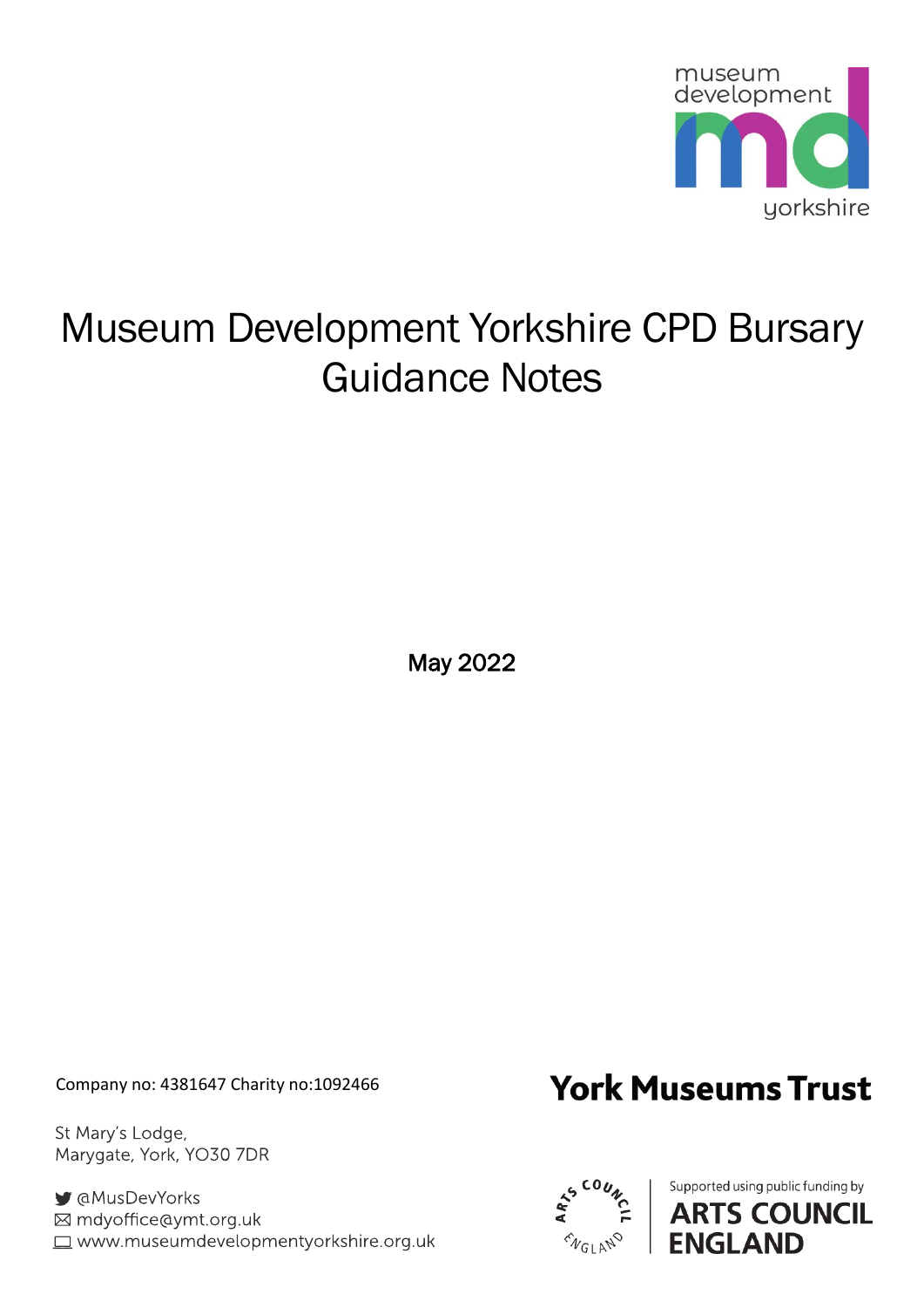museum development yorkshire

# Museum Development Yorkshire CPD Bursary Guidance Notes

May 2022

Company no: 4381647 Charity no:1092466

St Mary's Lodge,
Marygate, York, YO30 7DR

@MusDevYorks
mdyoffice@ymt.org.uk
www.museumdevelopmentyorkshire.org.uk

York Museums Trust

Supported using public funding by ARTS COUNCIL ENGLAND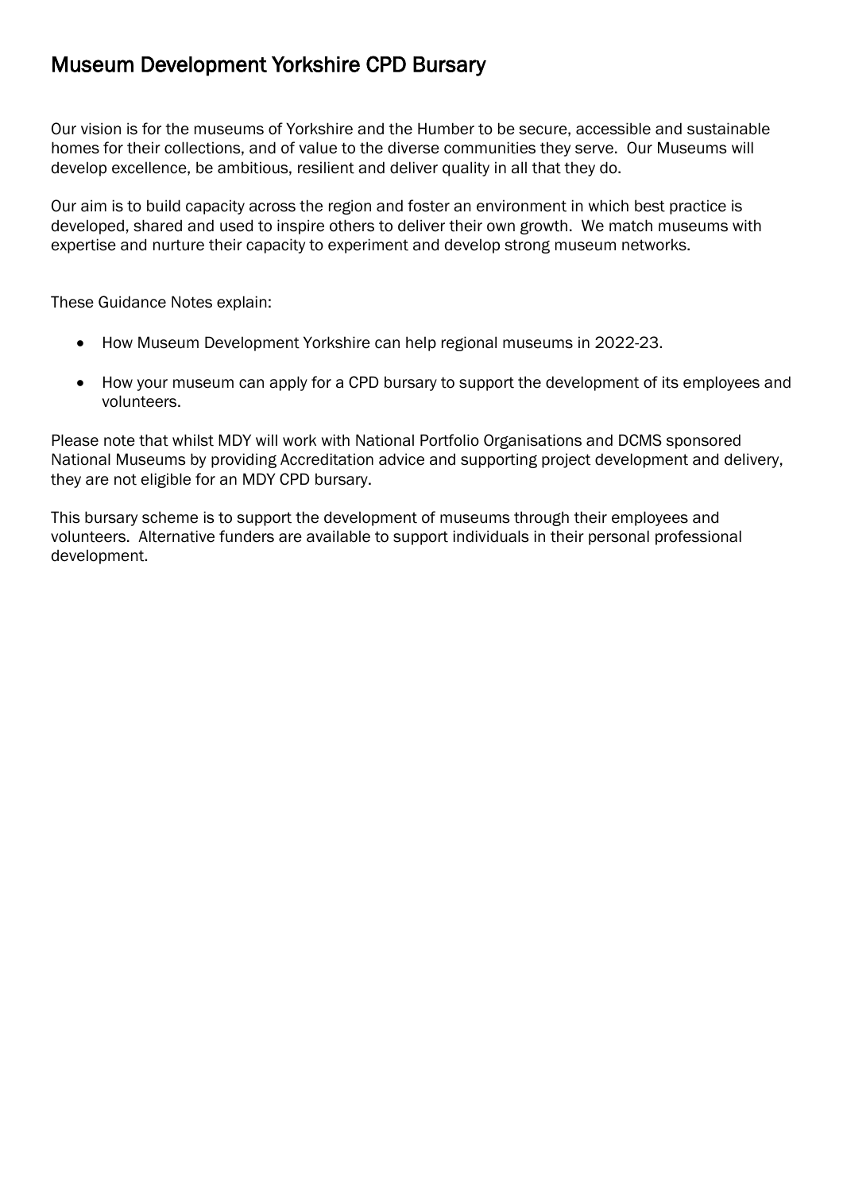# Museum Development Yorkshire CPD Bursary

Our vision is for the museums of Yorkshire and the Humber to be secure, accessible and sustainable homes for their collections, and of value to the diverse communities they serve. Our Museums will develop excellence, be ambitious, resilient and deliver quality in all that they do.

Our aim is to build capacity across the region and foster an environment in which best practice is developed, shared and used to inspire others to deliver their own growth. We match museums with expertise and nurture their capacity to experiment and develop strong museum networks.

These Guidance Notes explain:

- How Museum Development Yorkshire can help regional museums in 2022-23.
- How your museum can apply for a CPD bursary to support the development of its employees and volunteers.

Please note that whilst MDY will work with National Portfolio Organisations and DCMS sponsored National Museums by providing Accreditation advice and supporting project development and delivery, they are not eligible for an MDY CPD bursary.

This bursary scheme is to support the development of museums through their employees and volunteers. Alternative funders are available to support individuals in their personal professional development.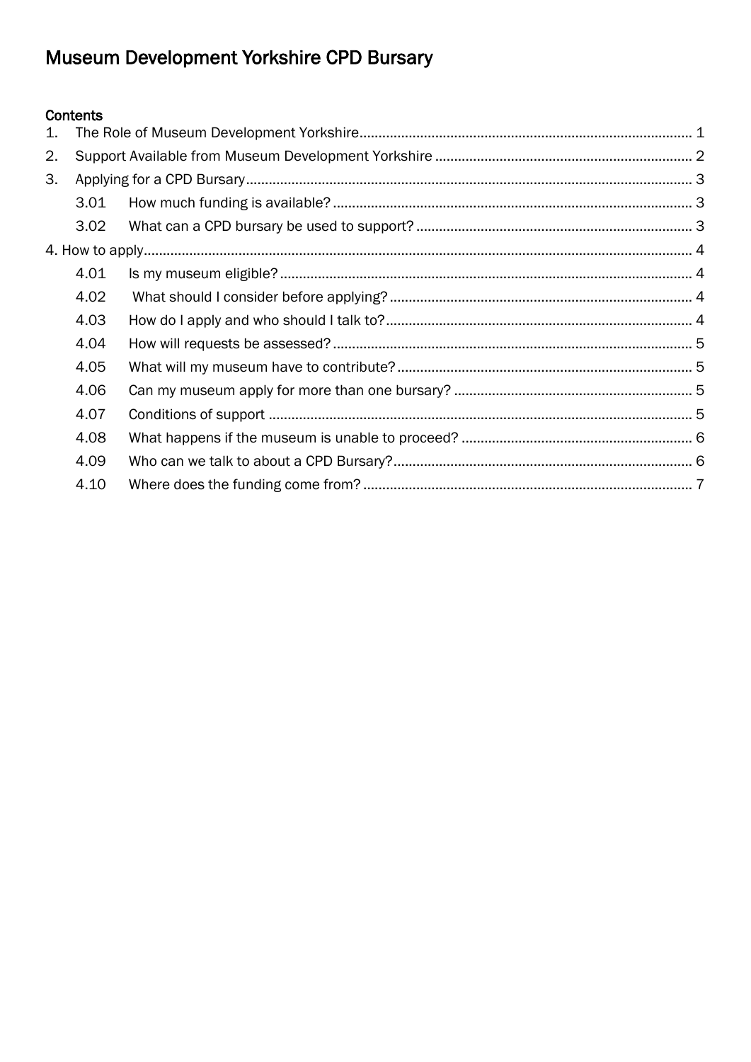# Museum Development Yorkshire CPD Bursary

**Contents**

1. The Role of Museum Development Yorkshire ..... 1
2. Support Available from Museum Development Yorkshire ..... 2
3. Applying for a CPD Bursary ..... 3
   - 3.01 How much funding is available? ..... 3
   - 3.02 What can a CPD bursary be used to support? ..... 3

4. How to apply ..... 4
   - 4.01 Is my museum eligible? ..... 4
   - 4.02 What should I consider before applying? ..... 4
   - 4.03 How do I apply and who should I talk to? ..... 4
   - 4.04 How will requests be assessed? ..... 5
   - 4.05 What will my museum have to contribute? ..... 5
   - 4.06 Can my museum apply for more than one bursary? ..... 5
   - 4.07 Conditions of support ..... 5
   - 4.08 What happens if the museum is unable to proceed? ..... 6
   - 4.09 Who can we talk to about a CPD Bursary? ..... 6
   - 4.10 Where does the funding come from? ..... 7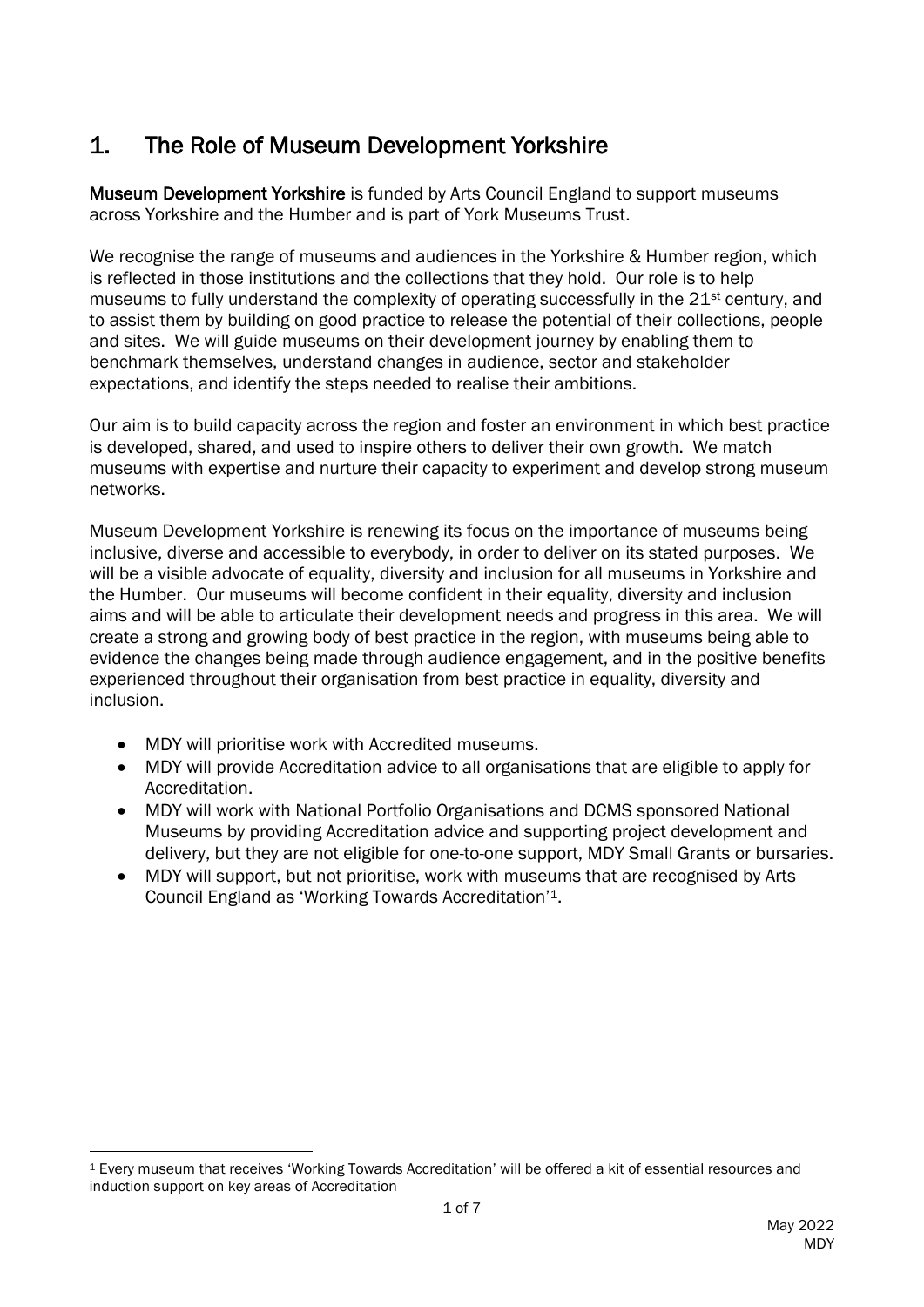## 1. The Role of Museum Development Yorkshire

**Museum Development Yorkshire** is funded by Arts Council England to support museums across Yorkshire and the Humber and is part of York Museums Trust.

We recognise the range of museums and audiences in the Yorkshire & Humber region, which is reflected in those institutions and the collections that they hold. Our role is to help museums to fully understand the complexity of operating successfully in the 21st century, and to assist them by building on good practice to release the potential of their collections, people and sites. We will guide museums on their development journey by enabling them to benchmark themselves, understand changes in audience, sector and stakeholder expectations, and identify the steps needed to realise their ambitions.

Our aim is to build capacity across the region and foster an environment in which best practice is developed, shared, and used to inspire others to deliver their own growth. We match museums with expertise and nurture their capacity to experiment and develop strong museum networks.

Museum Development Yorkshire is renewing its focus on the importance of museums being inclusive, diverse and accessible to everybody, in order to deliver on its stated purposes. We will be a visible advocate of equality, diversity and inclusion for all museums in Yorkshire and the Humber. Our museums will become confident in their equality, diversity and inclusion aims and will be able to articulate their development needs and progress in this area. We will create a strong and growing body of best practice in the region, with museums being able to evidence the changes being made through audience engagement, and in the positive benefits experienced throughout their organisation from best practice in equality, diversity and inclusion.

- MDY will prioritise work with Accredited museums.
- MDY will provide Accreditation advice to all organisations that are eligible to apply for Accreditation.
- MDY will work with National Portfolio Organisations and DCMS sponsored National Museums by providing Accreditation advice and supporting project development and delivery, but they are not eligible for one-to-one support, MDY Small Grants or bursaries.
- MDY will support, but not prioritise, work with museums that are recognised by Arts Council England as 'Working Towards Accreditation'[1].

[1] Every museum that receives 'Working Towards Accreditation' will be offered a kit of essential resources and induction support on key areas of Accreditation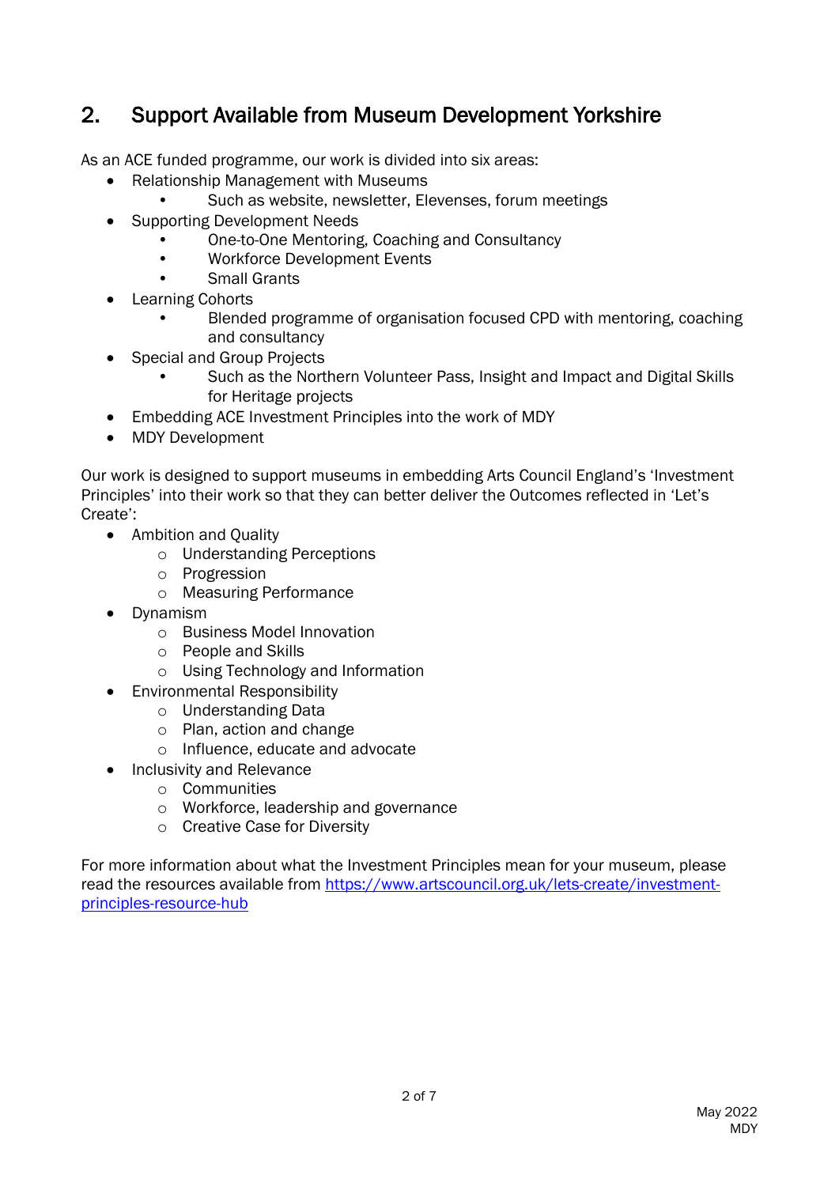## 2. Support Available from Museum Development Yorkshire

As an ACE funded programme, our work is divided into six areas:

- Relationship Management with Museums
  - Such as website, newsletter, Elevenses, forum meetings
- Supporting Development Needs
  - One-to-One Mentoring, Coaching and Consultancy
  - Workforce Development Events
  - Small Grants
- Learning Cohorts
  - Blended programme of organisation focused CPD with mentoring, coaching and consultancy
- Special and Group Projects
  - Such as the Northern Volunteer Pass, Insight and Impact and Digital Skills for Heritage projects
- Embedding ACE Investment Principles into the work of MDY
- MDY Development

Our work is designed to support museums in embedding Arts Council England's 'Investment Principles' into their work so that they can better deliver the Outcomes reflected in 'Let's Create':

- Ambition and Quality
  - Understanding Perceptions
  - Progression
  - Measuring Performance
- Dynamism
  - Business Model Innovation
  - People and Skills
  - Using Technology and Information
- Environmental Responsibility
  - Understanding Data
  - Plan, action and change
  - Influence, educate and advocate
- Inclusivity and Relevance
  - Communities
  - Workforce, leadership and governance
  - Creative Case for Diversity

For more information about what the Investment Principles mean for your museum, please read the resources available from [https://www.artscouncil.org.uk/lets-create/investment-principles-resource-hub](https://www.artscouncil.org.uk/lets-create/investment-principles-resource-hub)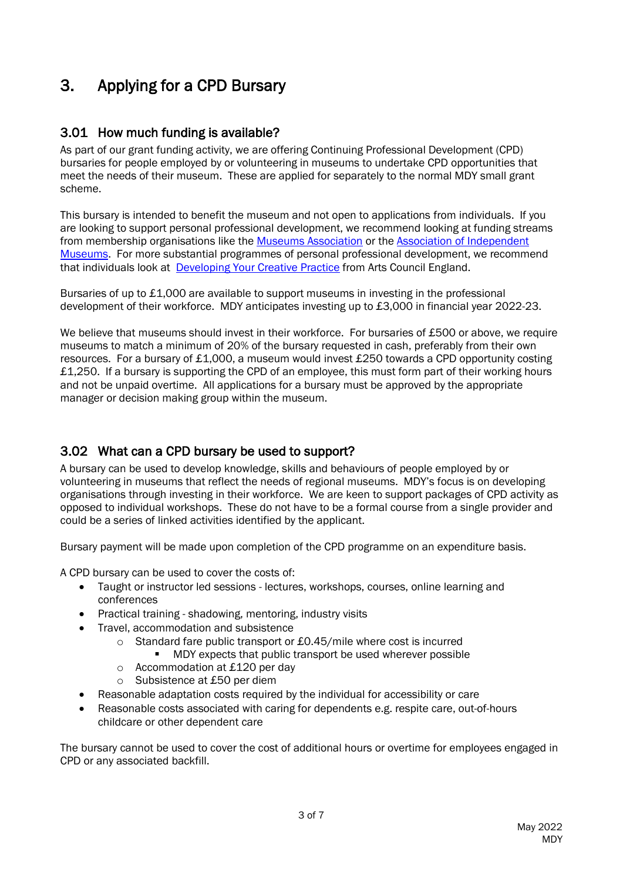# 3. Applying for a CPD Bursary

## 3.01 How much funding is available?

As part of our grant funding activity, we are offering Continuing Professional Development (CPD) bursaries for people employed by or volunteering in museums to undertake CPD opportunities that meet the needs of their museum. These are applied for separately to the normal MDY small grant scheme.

This bursary is intended to benefit the museum and not open to applications from individuals. If you are looking to support personal professional development, we recommend looking at funding streams from membership organisations like the [Museums Association] or the [Association of Independent Museums]. For more substantial programmes of personal professional development, we recommend that individuals look at [Developing Your Creative Practice] from Arts Council England.

Bursaries of up to £1,000 are available to support museums in investing in the professional development of their workforce. MDY anticipates investing up to £3,000 in financial year 2022-23.

We believe that museums should invest in their workforce. For bursaries of £500 or above, we require museums to match a minimum of 20% of the bursary requested in cash, preferably from their own resources. For a bursary of £1,000, a museum would invest £250 towards a CPD opportunity costing £1,250. If a bursary is supporting the CPD of an employee, this must form part of their working hours and not be unpaid overtime. All applications for a bursary must be approved by the appropriate manager or decision making group within the museum.

## 3.02 What can a CPD bursary be used to support?

A bursary can be used to develop knowledge, skills and behaviours of people employed by or volunteering in museums that reflect the needs of regional museums. MDY's focus is on developing organisations through investing in their workforce. We are keen to support packages of CPD activity as opposed to individual workshops. These do not have to be a formal course from a single provider and could be a series of linked activities identified by the applicant.

Bursary payment will be made upon completion of the CPD programme on an expenditure basis.

A CPD bursary can be used to cover the costs of:

- Taught or instructor led sessions - lectures, workshops, courses, online learning and conferences
- Practical training - shadowing, mentoring, industry visits
- Travel, accommodation and subsistence
  - Standard fare public transport or £0.45/mile where cost is incurred
    - MDY expects that public transport be used wherever possible
  - Accommodation at £120 per day
  - Subsistence at £50 per diem
- Reasonable adaptation costs required by the individual for accessibility or care
- Reasonable costs associated with caring for dependents e.g. respite care, out-of-hours childcare or other dependent care

The bursary cannot be used to cover the cost of additional hours or overtime for employees engaged in CPD or any associated backfill.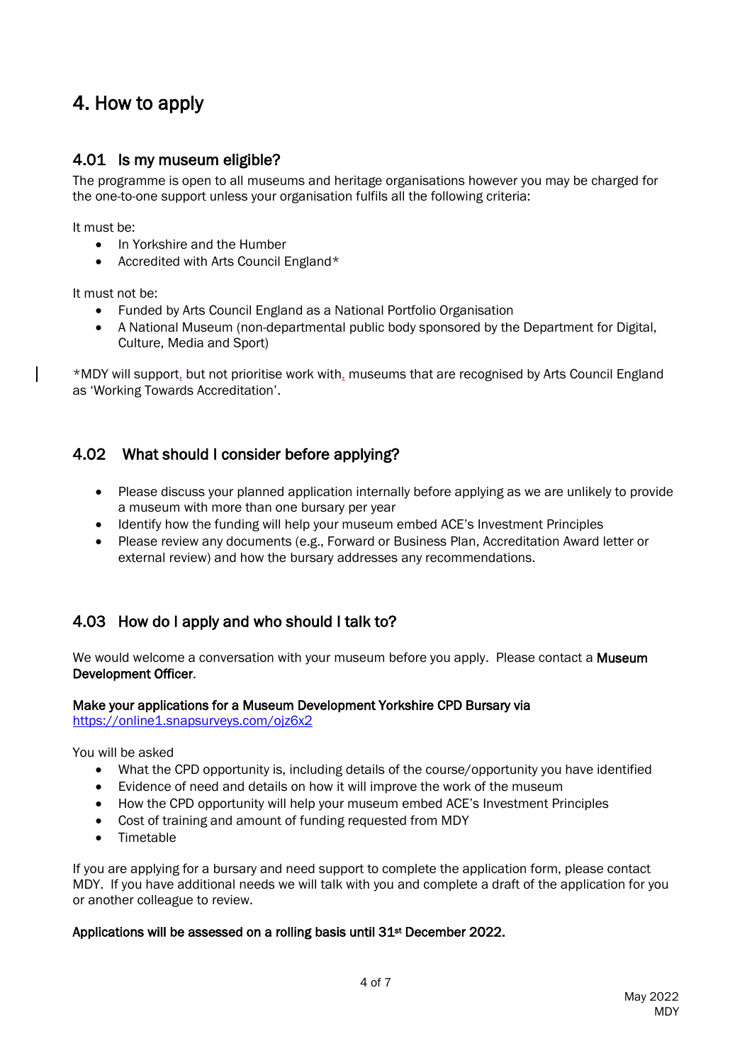# 4. How to apply

## 4.01 Is my museum eligible?

The programme is open to all museums and heritage organisations however you may be charged for the one-to-one support unless your organisation fulfils all the following criteria:

It must be:

- In Yorkshire and the Humber
- Accredited with Arts Council England*

It must not be:

- Funded by Arts Council England as a National Portfolio Organisation
- A National Museum (non-departmental public body sponsored by the Department for Digital, Culture, Media and Sport)

*MDY will support, but not prioritise work with, museums that are recognised by Arts Council England as 'Working Towards Accreditation'.

## 4.02 What should I consider before applying?

- Please discuss your planned application internally before applying as we are unlikely to provide a museum with more than one bursary per year
- Identify how the funding will help your museum embed ACE's Investment Principles
- Please review any documents (e.g., Forward or Business Plan, Accreditation Award letter or external review) and how the bursary addresses any recommendations.

## 4.03 How do I apply and who should I talk to?

We would welcome a conversation with your museum before you apply. Please contact a **Museum Development Officer**.

**Make your applications for a Museum Development Yorkshire CPD Bursary via**
https://online1.snapsurveys.com/ojz6x2

You will be asked

- What the CPD opportunity is, including details of the course/opportunity you have identified
- Evidence of need and details on how it will improve the work of the museum
- How the CPD opportunity will help your museum embed ACE's Investment Principles
- Cost of training and amount of funding requested from MDY
- Timetable

If you are applying for a bursary and need support to complete the application form, please contact MDY. If you have additional needs we will talk with you and complete a draft of the application for you or another colleague to review.

**Applications will be assessed on a rolling basis until 31st December 2022.**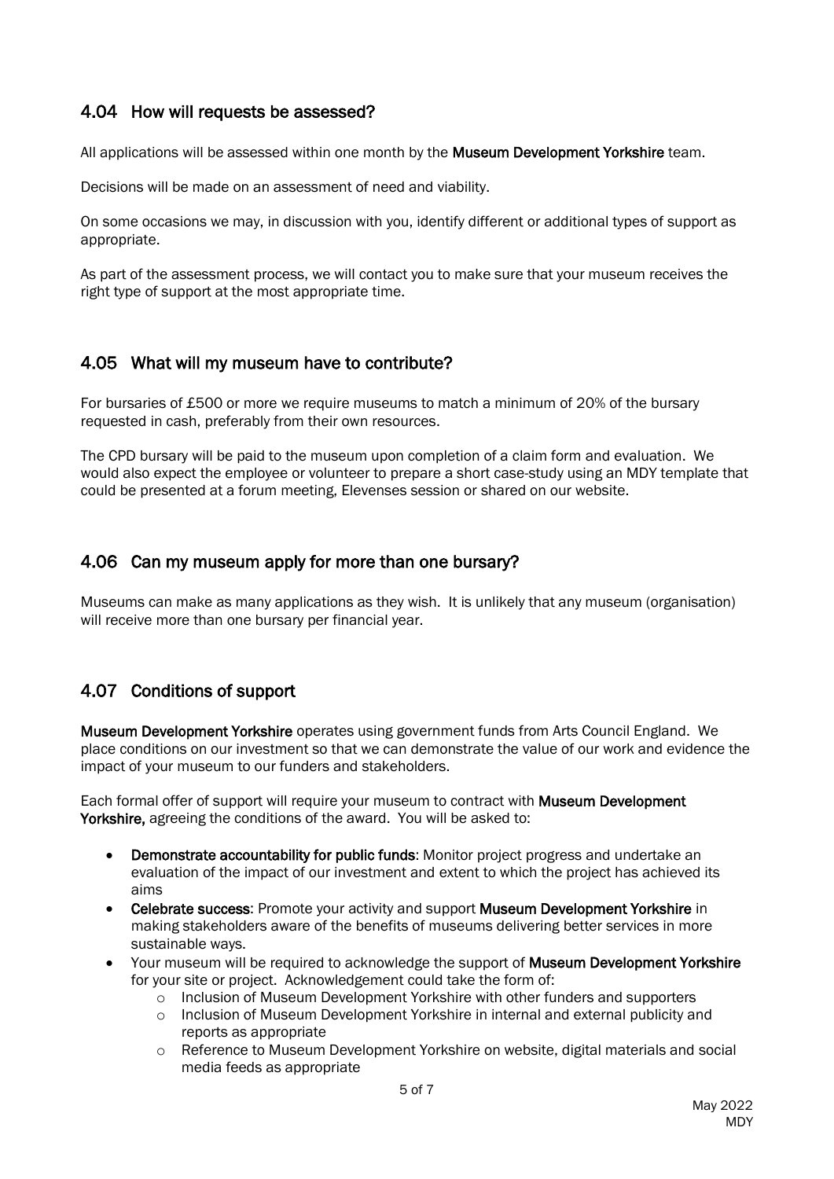## 4.04 How will requests be assessed?

All applications will be assessed within one month by the **Museum Development Yorkshire** team.

Decisions will be made on an assessment of need and viability.

On some occasions we may, in discussion with you, identify different or additional types of support as appropriate.

As part of the assessment process, we will contact you to make sure that your museum receives the right type of support at the most appropriate time.

## 4.05 What will my museum have to contribute?

For bursaries of £500 or more we require museums to match a minimum of 20% of the bursary requested in cash, preferably from their own resources.

The CPD bursary will be paid to the museum upon completion of a claim form and evaluation. We would also expect the employee or volunteer to prepare a short case-study using an MDY template that could be presented at a forum meeting, Elevenses session or shared on our website.

## 4.06 Can my museum apply for more than one bursary?

Museums can make as many applications as they wish. It is unlikely that any museum (organisation) will receive more than one bursary per financial year.

## 4.07 Conditions of support

**Museum Development Yorkshire** operates using government funds from Arts Council England. We place conditions on our investment so that we can demonstrate the value of our work and evidence the impact of your museum to our funders and stakeholders.

Each formal offer of support will require your museum to contract with **Museum Development Yorkshire,** agreeing the conditions of the award. You will be asked to:

- **Demonstrate accountability for public funds**: Monitor project progress and undertake an evaluation of the impact of our investment and extent to which the project has achieved its aims
- **Celebrate success**: Promote your activity and support **Museum Development Yorkshire** in making stakeholders aware of the benefits of museums delivering better services in more sustainable ways.
- Your museum will be required to acknowledge the support of **Museum Development Yorkshire** for your site or project. Acknowledgement could take the form of:
  - Inclusion of Museum Development Yorkshire with other funders and supporters
  - Inclusion of Museum Development Yorkshire in internal and external publicity and reports as appropriate
  - Reference to Museum Development Yorkshire on website, digital materials and social media feeds as appropriate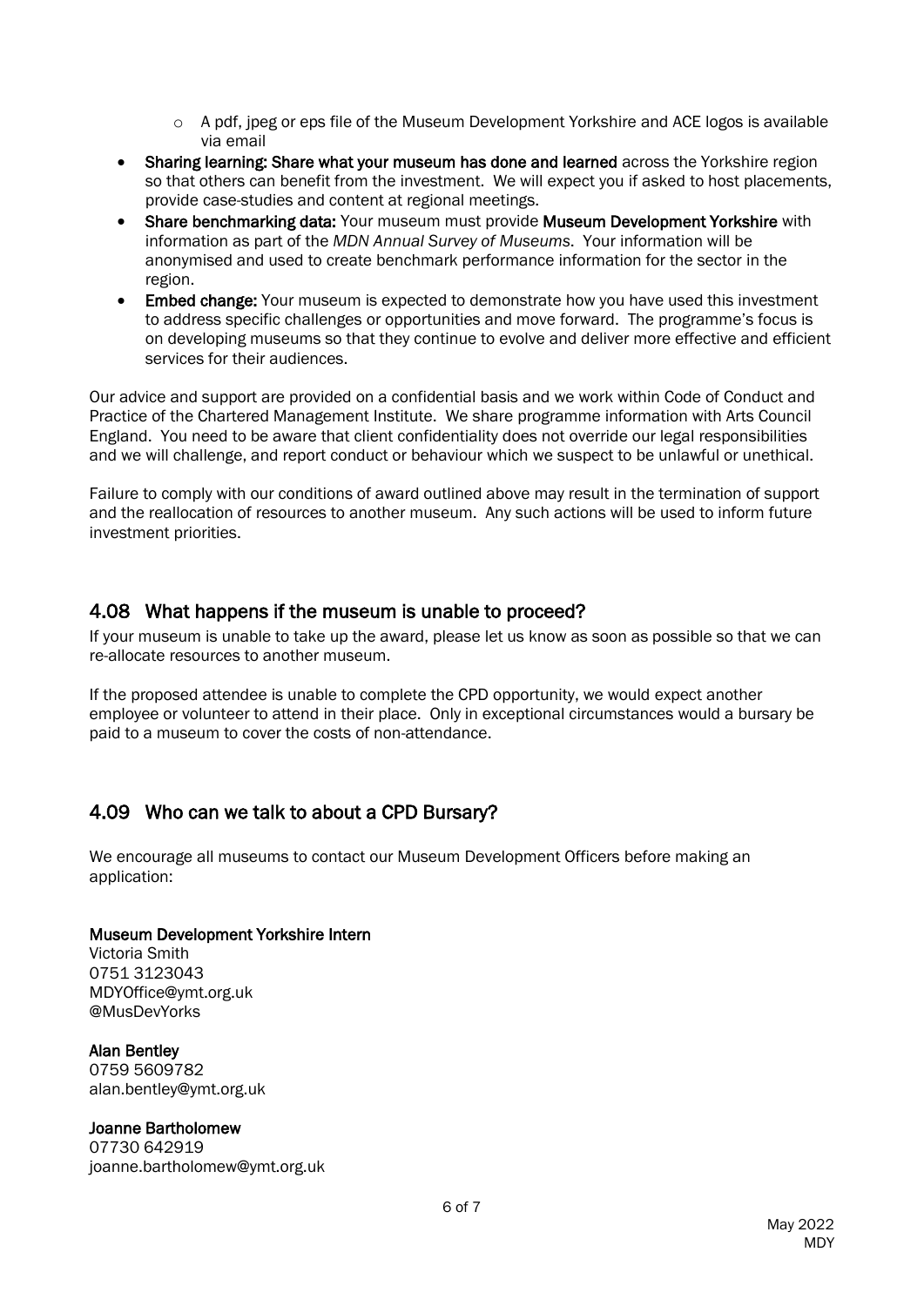- A pdf, jpeg or eps file of the Museum Development Yorkshire and ACE logos is available via email

- **Sharing learning: Share what your museum has done and learned** across the Yorkshire region so that others can benefit from the investment. We will expect you if asked to host placements, provide case-studies and content at regional meetings.
- **Share benchmarking data:** Your museum must provide **Museum Development Yorkshire** with information as part of the *MDN Annual Survey of Museums*. Your information will be anonymised and used to create benchmark performance information for the sector in the region.
- **Embed change:** Your museum is expected to demonstrate how you have used this investment to address specific challenges or opportunities and move forward. The programme's focus is on developing museums so that they continue to evolve and deliver more effective and efficient services for their audiences.

Our advice and support are provided on a confidential basis and we work within Code of Conduct and Practice of the Chartered Management Institute. We share programme information with Arts Council England. You need to be aware that client confidentiality does not override our legal responsibilities and we will challenge, and report conduct or behaviour which we suspect to be unlawful or unethical.

Failure to comply with our conditions of award outlined above may result in the termination of support and the reallocation of resources to another museum. Any such actions will be used to inform future investment priorities.

## 4.08 What happens if the museum is unable to proceed?

If your museum is unable to take up the award, please let us know as soon as possible so that we can re-allocate resources to another museum.

If the proposed attendee is unable to complete the CPD opportunity, we would expect another employee or volunteer to attend in their place. Only in exceptional circumstances would a bursary be paid to a museum to cover the costs of non-attendance.

## 4.09 Who can we talk to about a CPD Bursary?

We encourage all museums to contact our Museum Development Officers before making an application:

**Museum Development Yorkshire Intern**
Victoria Smith
0751 3123043
MDYOffice@ymt.org.uk
@MusDevYorks

**Alan Bentley**
0759 5609782
alan.bentley@ymt.org.uk

**Joanne Bartholomew**
07730 642919
joanne.bartholomew@ymt.org.uk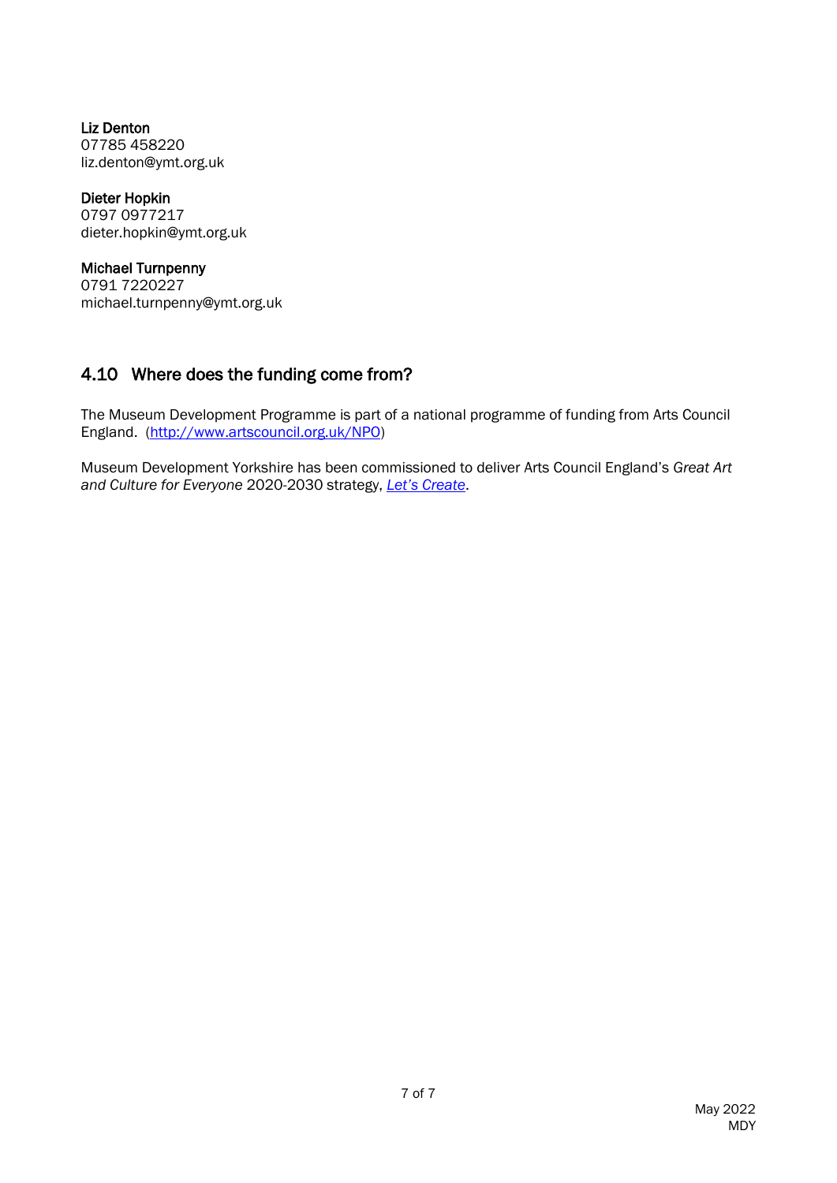**Liz Denton**
07785 458220
liz.denton@ymt.org.uk

**Dieter Hopkin**
0797 0977217
dieter.hopkin@ymt.org.uk

**Michael Turnpenny**
0791 7220227
michael.turnpenny@ymt.org.uk

## 4.10 Where does the funding come from?

The Museum Development Programme is part of a national programme of funding from Arts Council England. ([http://www.artscouncil.org.uk/NPO](http://www.artscouncil.org.uk/NPO))

Museum Development Yorkshire has been commissioned to deliver Arts Council England's *Great Art and Culture for Everyone* 2020-2030 strategy, *Let's Create*.

May 2022
MDY